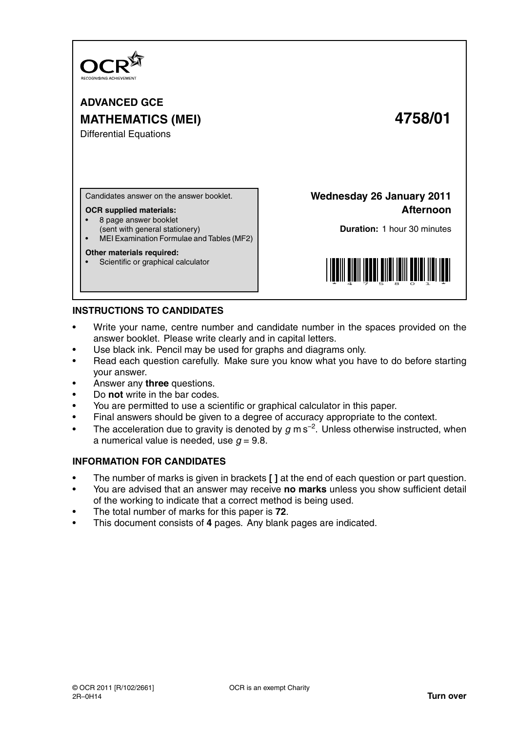OCR
RECOGNISING ACHIEVEMENT

# ADVANCED GCE
# MATHEMATICS (MEI) 4758/01
Differential Equations

Candidates answer on the answer booklet.

**OCR supplied materials:**
- 8 page answer booklet (sent with general stationery)
- MEI Examination Formulae and Tables (MF2)

**Other materials required:**
- Scientific or graphical calculator

**Wednesday 26 January 2011**
**Afternoon**

**Duration:** 1 hour 30 minutes

## INSTRUCTIONS TO CANDIDATES

- Write your name, centre number and candidate number in the spaces provided on the answer booklet. Please write clearly and in capital letters.
- Use black ink. Pencil may be used for graphs and diagrams only.
- Read each question carefully. Make sure you know what you have to do before starting your answer.
- Answer any **three** questions.
- Do **not** write in the bar codes.
- You are permitted to use a scientific or graphical calculator in this paper.
- Final answers should be given to a degree of accuracy appropriate to the context.
- The acceleration due to gravity is denoted by $g$ m s$^{-2}$. Unless otherwise instructed, when a numerical value is needed, use $g = 9.8$.

## INFORMATION FOR CANDIDATES

- The number of marks is given in brackets **[ ]** at the end of each question or part question.
- You are advised that an answer may receive **no marks** unless you show sufficient detail of the working to indicate that a correct method is being used.
- The total number of marks for this paper is **72**.
- This document consists of **4** pages. Any blank pages are indicated.

© OCR 2011 [R/102/2661] OCR is an exempt Charity
2R–0H14 **Turn over**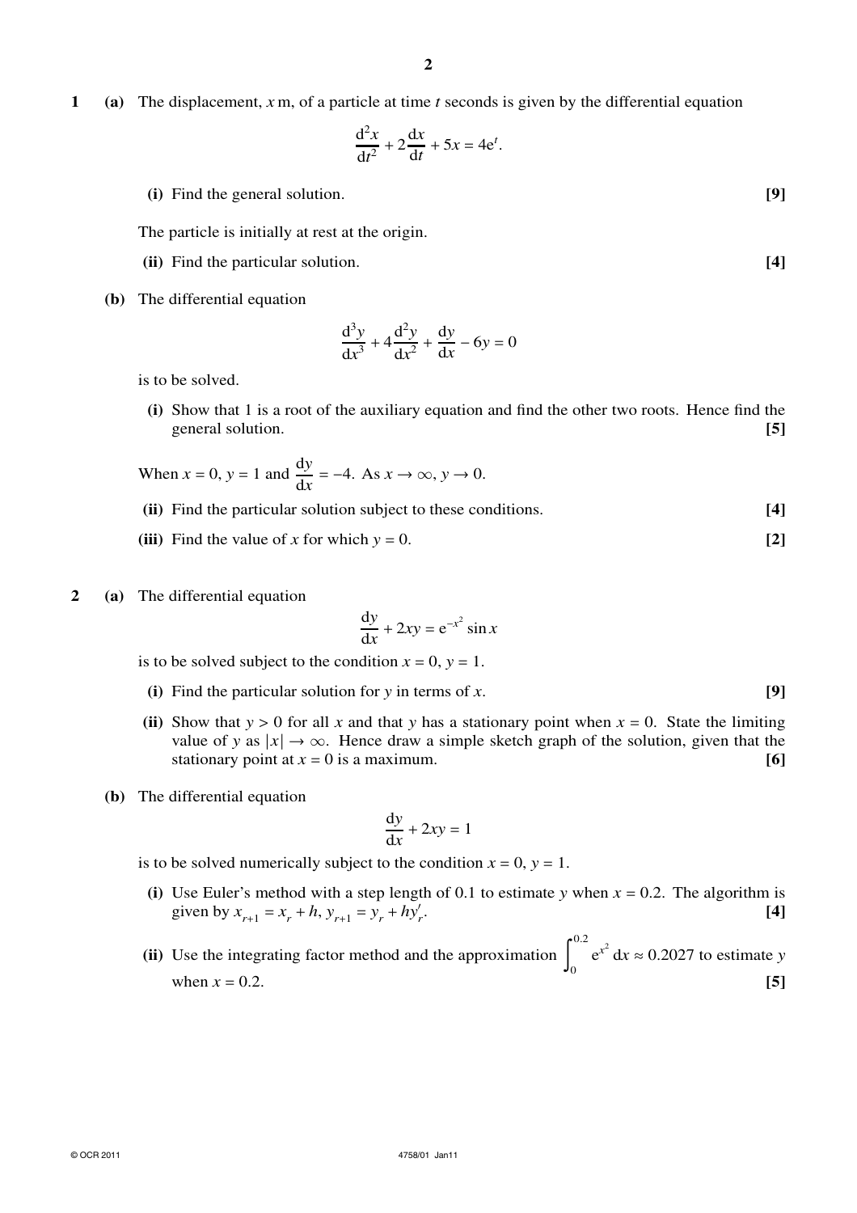**1** **(a)** The displacement, $x$ m, of a particle at time $t$ seconds is given by the differential equation

$$\frac{\mathrm{d}^2x}{\mathrm{d}t^2} + 2\frac{\mathrm{d}x}{\mathrm{d}t} + 5x = 4\mathrm{e}^t.$$

**(i)** Find the general solution. **[9]**

The particle is initially at rest at the origin.

**(ii)** Find the particular solution. **[4]**

**(b)** The differential equation

$$\frac{\mathrm{d}^3y}{\mathrm{d}x^3} + 4\frac{\mathrm{d}^2y}{\mathrm{d}x^2} + \frac{\mathrm{d}y}{\mathrm{d}x} - 6y = 0$$

is to be solved.

**(i)** Show that 1 is a root of the auxiliary equation and find the other two roots. Hence find the general solution. **[5]**

When $x = 0$, $y = 1$ and $\frac{\mathrm{d}y}{\mathrm{d}x} = -4$. As $x \to \infty$, $y \to 0$.

**(ii)** Find the particular solution subject to these conditions. **[4]**

**(iii)** Find the value of $x$ for which $y = 0$. **[2]**

**2** **(a)** The differential equation

$$\frac{\mathrm{d}y}{\mathrm{d}x} + 2xy = \mathrm{e}^{-x^2}\sin x$$

is to be solved subject to the condition $x = 0$, $y = 1$.

**(i)** Find the particular solution for $y$ in terms of $x$. **[9]**

**(ii)** Show that $y > 0$ for all $x$ and that $y$ has a stationary point when $x = 0$. State the limiting value of $y$ as $|x| \to \infty$. Hence draw a simple sketch graph of the solution, given that the stationary point at $x = 0$ is a maximum. **[6]**

**(b)** The differential equation

$$\frac{\mathrm{d}y}{\mathrm{d}x} + 2xy = 1$$

is to be solved numerically subject to the condition $x = 0$, $y = 1$.

**(i)** Use Euler's method with a step length of 0.1 to estimate $y$ when $x = 0.2$. The algorithm is given by $x_{r+1} = x_r + h$, $y_{r+1} = y_r + hy'_r$. **[4]**

**(ii)** Use the integrating factor method and the approximation $\int_0^{0.2} \mathrm{e}^{x^2}\,\mathrm{d}x \approx 0.2027$ to estimate $y$ when $x = 0.2$. **[5]**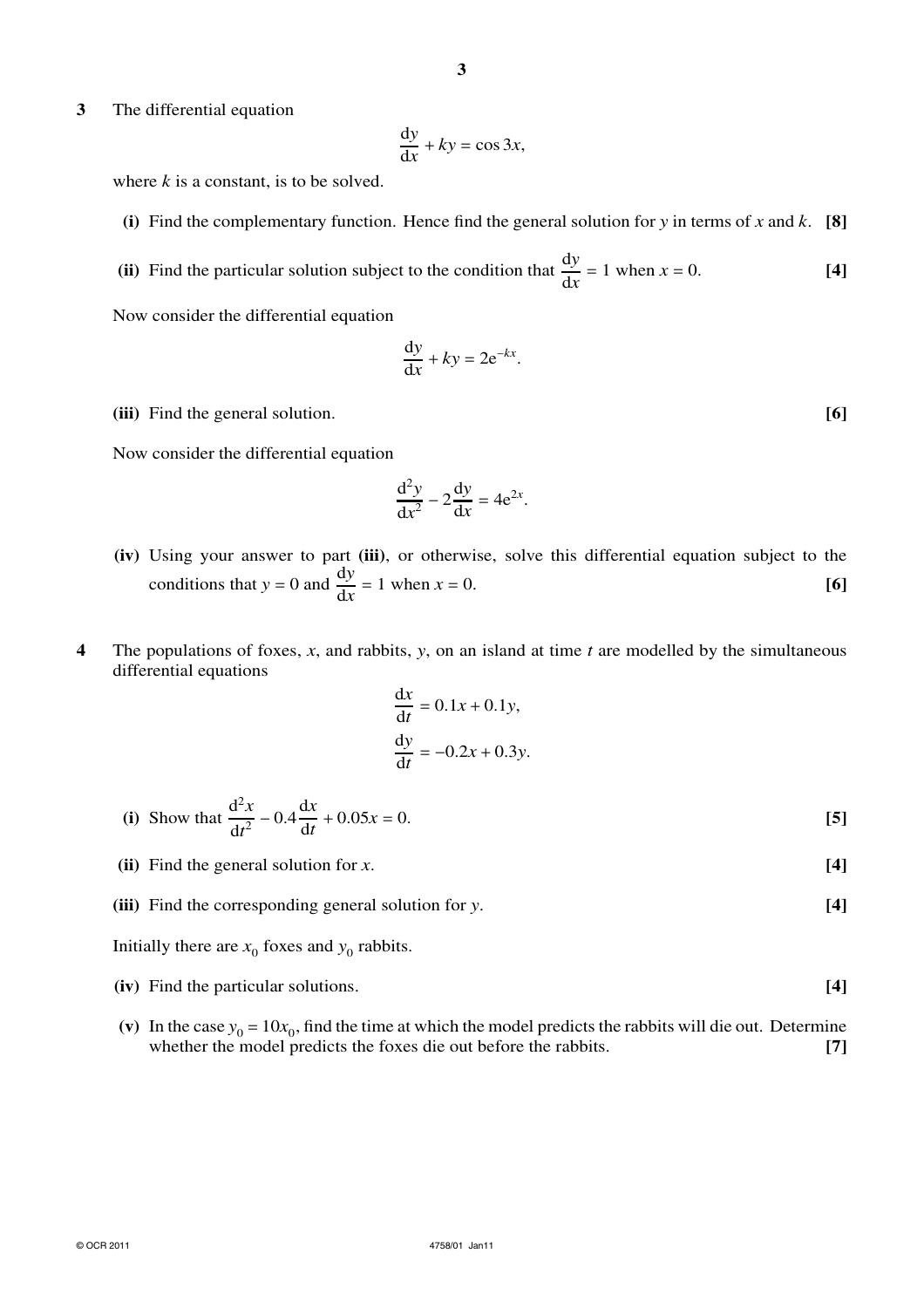**3** The differential equation

$$\frac{dy}{dx} + ky = \cos 3x,$$

where $k$ is a constant, is to be solved.

**(i)** Find the complementary function. Hence find the general solution for $y$ in terms of $x$ and $k$. **[8]**

**(ii)** Find the particular solution subject to the condition that $\frac{dy}{dx} = 1$ when $x = 0$. **[4]**

Now consider the differential equation

$$\frac{dy}{dx} + ky = 2e^{-kx}.$$

**(iii)** Find the general solution. **[6]**

Now consider the differential equation

$$\frac{d^2y}{dx^2} - 2\frac{dy}{dx} = 4e^{2x}.$$

**(iv)** Using your answer to part **(iii)**, or otherwise, solve this differential equation subject to the conditions that $y = 0$ and $\frac{dy}{dx} = 1$ when $x = 0$. **[6]**

**4** The populations of foxes, $x$, and rabbits, $y$, on an island at time $t$ are modelled by the simultaneous differential equations

$$\frac{dx}{dt} = 0.1x + 0.1y,$$

$$\frac{dy}{dt} = -0.2x + 0.3y.$$

**(i)** Show that $\frac{d^2x}{dt^2} - 0.4\frac{dx}{dt} + 0.05x = 0.$ **[5]**

**(ii)** Find the general solution for $x$. **[4]**

**(iii)** Find the corresponding general solution for $y$. **[4]**

Initially there are $x_0$ foxes and $y_0$ rabbits.

**(iv)** Find the particular solutions. **[4]**

**(v)** In the case $y_0 = 10x_0$, find the time at which the model predicts the rabbits will die out. Determine whether the model predicts the foxes die out before the rabbits. **[7]**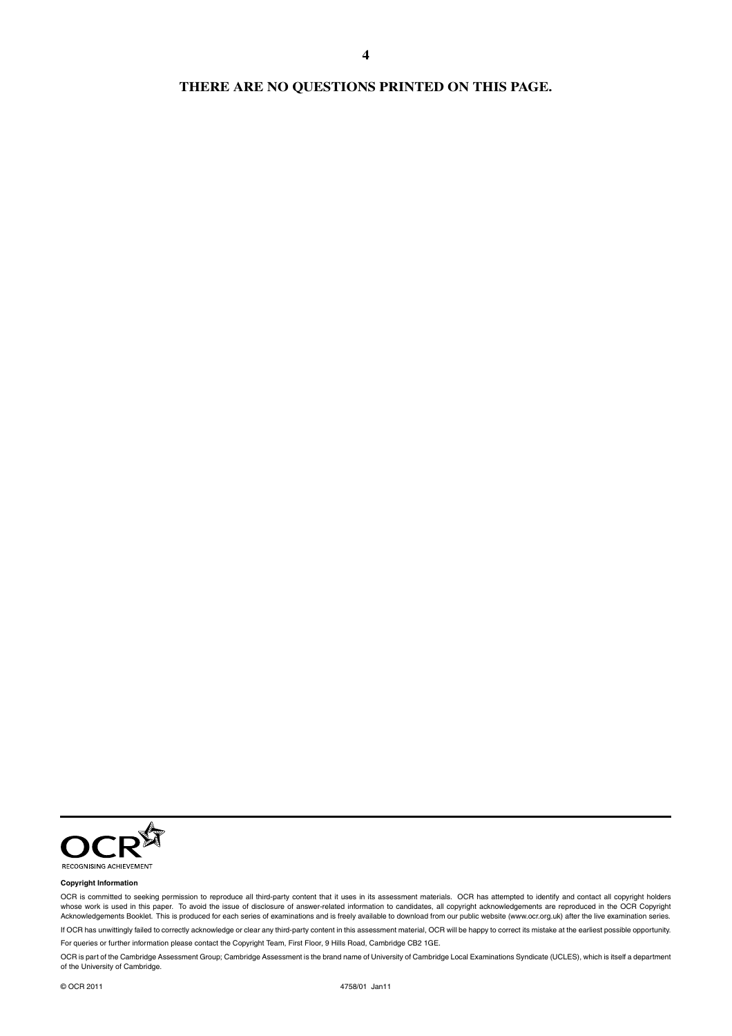**THERE ARE NO QUESTIONS PRINTED ON THIS PAGE.**

RECOGNISING ACHIEVEMENT

**Copyright Information**

OCR is committed to seeking permission to reproduce all third-party content that it uses in its assessment materials. OCR has attempted to identify and contact all copyright holders whose work is used in this paper. To avoid the issue of disclosure of answer-related information to candidates, all copyright acknowledgements are reproduced in the OCR Copyright Acknowledgements Booklet. This is produced for each series of examinations and is freely available to download from our public website (www.ocr.org.uk) after the live examination series.

If OCR has unwittingly failed to correctly acknowledge or clear any third-party content in this assessment material, OCR will be happy to correct its mistake at the earliest possible opportunity.

For queries or further information please contact the Copyright Team, First Floor, 9 Hills Road, Cambridge CB2 1GE.

OCR is part of the Cambridge Assessment Group; Cambridge Assessment is the brand name of University of Cambridge Local Examinations Syndicate (UCLES), which is itself a department of the University of Cambridge.

© OCR 2011 4758/01 Jan11